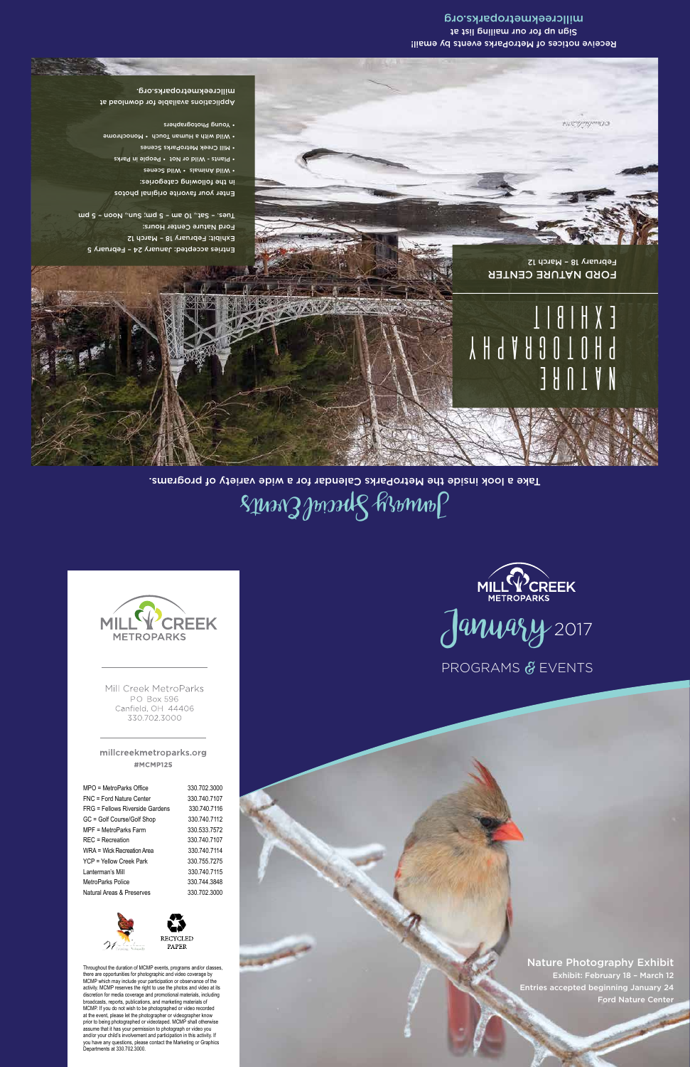Receive notices of MetroParks events by email!
Sign up for our mailing list at
millcreekmetroparks.org

# NATURE PHOTOGRAPHY EXHIBIT

FORD NATURE CENTER
February 18 – March 12

Entries accepted: January 24 – February 5
Exhibit: February 18 – March 12
Ford Nature Center Hours:
Tues. – Sat., 10 am – 5 pm; Sun., Noon – 5 pm

Enter your favorite original photos in the following categories:

- Wild Animals
- Wild Scenes
- Plants - Wild or Not
- People in Parks
- Mill Creek MetroParks Scenes
- Wild with a Human Touch
- Monochrome
- Young Photographers

Applications available for download at millcreekmetroparks.org.

## January Special Events

Take a look inside the MetroParks Calendar for a wide variety of programs.

MILL CREEK METROPARKS

Mill Creek MetroParks
PO Box 596
Canfield, OH 44406
330.702.3000

millcreekmetroparks.org
#MCMP125

| | |
|---|---|
| MPO = MetroParks Office | 330.702.3000 |
| FNC = Ford Nature Center | 330.740.7107 |
| FRG = Fellows Riverside Gardens | 330.740.7116 |
| GC = Golf Course/Golf Shop | 330.740.7112 |
| MPF = MetroParks Farm | 330.533.7572 |
| REC = Recreation | 330.740.7107 |
| WRA = Wick Recreation Area | 330.740.7114 |
| YCP = Yellow Creek Park | 330.755.7275 |
| Lanterman's Mill | 330.740.7115 |
| MetroParks Police | 330.744.3848 |
| Natural Areas & Preserves | 330.702.3000 |

RECYCLED PAPER

Throughout the duration of MCMP events, programs and/or classes, there are opportunities for photographic and video coverage by MCMP which may include your participation or observance of the activity. MCMP reserves the right to use the photos and video at its discretion for media coverage and promotional materials, including broadcasts, reports, publications, and marketing materials of MCMP. If you do not wish to be photographed or video recorded at the event, please let the photographer or videographer know prior to being photographed or videotaped. MCMP shall otherwise assume that it has your permission to photograph or video you and/or your child's involvement and participation in this activity. If you have any questions, please contact the Marketing or Graphics Departments at 330.702.3000.

# MILL CREEK METROPARKS

# January 2017

## PROGRAMS & EVENTS

**Nature Photography Exhibit**
Exhibit: February 18 – March 12
Entries accepted beginning January 24
Ford Nature Center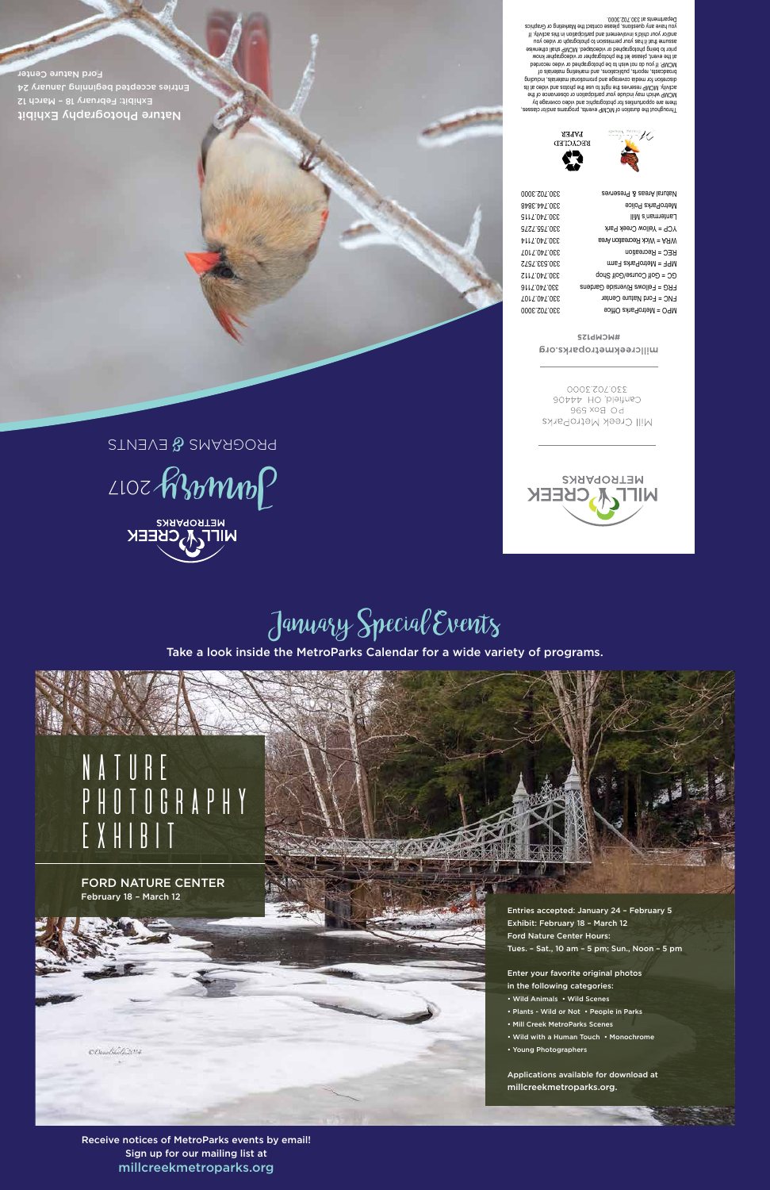Nature Photography Exhibit
Exhibit: February 18 – March 12
Entries accepted beginning January 24
Ford Nature Center

MILL CREEK METROPARKS

January 2017

PROGRAMS & EVENTS

MILL CREEK METROPARKS

Mill Creek MetroParks
P.O. Box 596
Canfield, OH 44406
330.702.3000

millcreekmetroparks.org

#MCMP125

| | |
|---|---|
| MPO = MetroParks Office | 330.702.3000 |
| FNC = Ford Nature Center | 330.740.7107 |
| FRG = Fellows Riverside Gardens | 330.740.7116 |
| GC = Golf Course/Golf Shop | 330.740.7112 |
| MPF = MetroParks Farm | 330.533.7572 |
| REC = Recreation | 330.740.7107 |
| WRA = Wick Recreation Area | 330.740.7114 |
| YCP = Yellow Creek Park | 330.755.7275 |
| Lanterman's Mill | 330.740.7115 |
| MetroParks Police | 330.744.3848 |
| Natural Areas & Preserves | 330.702.3000 |

RECYCLED PAPER

Throughout the duration of MCMP events, programs and/or classes, there are opportunities for photographic and video coverage by MCMP which may include your participation or observance of the activity. MCMP reserves the right to use the photos and video at its discretion for media coverage and promotional materials, including broadcasts, reports, publications, and marketing materials of MCMP. If you do not wish to be photographed or video recorded at the event, please let the photographer or videographer know prior to being photographed or videotaped. MCMP shall otherwise assume that it has your permission to photograph or video you and/or your child's involvement and participation in this activity. If you have any questions, please contact the Marketing or Graphics Departments at 330.702.3000.

# January Special Events

Take a look inside the MetroParks Calendar for a wide variety of programs.

## NATURE PHOTOGRAPHY EXHIBIT

**FORD NATURE CENTER**
**February 18 – March 12**

Entries accepted: January 24 – February 5
Exhibit: February 18 – March 12
Ford Nature Center Hours:
Tues. – Sat., 10 am – 5 pm; Sun., Noon – 5 pm

Enter your favorite original photos in the following categories:

- Wild Animals • Wild Scenes
- Plants - Wild or Not • People in Parks
- Mill Creek MetroParks Scenes
- Wild with a Human Touch • Monochrome
- Young Photographers

Applications available for download at millcreekmetroparks.org.

Receive notices of MetroParks events by email!
Sign up for our mailing list at
millcreekmetroparks.org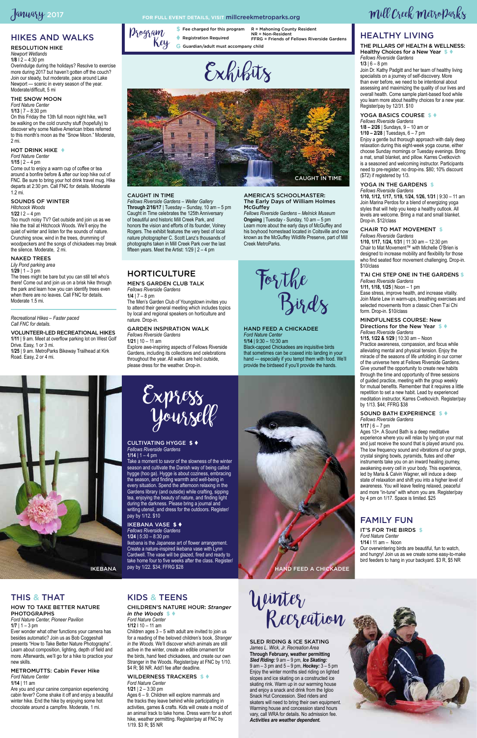# January 2017

FOR FULL EVENT DETAILS, VISIT millcreekmetroparks.org

Mill Creek MetroParks

## Program Key

$ Fee charged for this program
♦ Registration Required
G Guardian/adult must accompany child

R = Mahoning County Resident
NR = Non-Resident
FFRG = Friends of Fellows Riverside Gardens

## HIKES AND WALKS

### RESOLUTION HIKE
*Newport Wetlands*
**1/8** | 2 – 4:30 pm
Overindulge during the holidays? Resolve to exercise more during 2017 but haven't gotten off the couch? Join our steady, but moderate, pace around Lake Newport — scenic in every season of the year. Moderate/difficult, 5 mi

### THE SNOW MOON
*Ford Nature Center*
**1/13** | 7 – 8:30 pm
On this Friday the 13th full moon night hike, we'll be walking on the cold crunchy stuff (hopefully) to discover why some Native American tribes referred to this month's moon as the "Snow Moon." Moderate, 2 mi.

### HOT DRINK HIKE ♦
*Ford Nature Center*
**1/15** | 2 – 4 pm
Come out to enjoy a warm cup of coffee or tea around a bonfire before & after our loop hike out of FNC. Be sure to bring your hot drink travel mug. Hike departs at 2:30 pm. Call FNC for details. Moderate 1.2 mi.

### SOUNDS OF WINTER
*Hitchcock Woods*
**1/22** | 2 – 4 pm
Too much noisy TV? Get outside and join us as we hike the trail at Hitchcock Woods. We'll enjoy the quiet of winter and listen for the sounds of nature. Crunching snow, wind in the trees, drumming of woodpeckers and the songs of chickadees may break the silence. Moderate, 2 mi.

### NAKED TREES
*Lily Pond parking area*
**1/29** | 1 – 3 pm
The trees might be bare but you can still tell who's there! Come out and join us on a brisk hike through the park and learn how you can identify trees even when there are no leaves. Call FNC for details. Moderate 1.5 mi.

*Recreational Hikes – Faster paced*
*Call FNC for details.*

### VOLUNTEER-LED RECREATIONAL HIKES
**1/11** | 9 am. Meet at overflow parking lot on West Golf Drive. Easy, 1 or 3 mi.
**1/25** | 9 am. MetroParks Bikeway Trailhead at Kirk Road. Easy, 2 or 4 mi.

## Exhibits

CAUGHT IN TIME

### CAUGHT IN TIME
*Fellows Riverside Gardens – Weller Gallery*
**Through 2/16/17** | Tuesday – Sunday, 10 am – 5 pm
Caught in Time celebrates the 125th Anniversary of beautiful and historic Mill Creek Park, and honors the vision and efforts of its founder, Volney Rogers. The exhibit features the very best of local nature photographer C. Scott Lanz's thousands of photographs taken in Mill Creek Park over the last fifteen years. Meet the Artist: 1/29 | 2 – 4 pm

### AMERICA'S SCHOOLMASTER: The Early Days of William Holmes McGuffey
*Fellows Riverside Gardens – Melnick Museum*
**Ongoing** | Tuesday - Sunday, 10 am – 5 pm
Learn more about the early days of McGuffey and his boyhood homestead located in Coitsville and now known as the McGuffey Wildlife Preserve, part of Mill Creek MetroParks.

## HORTICULTURE

### MEN'S GARDEN CLUB TALK
*Fellows Riverside Gardens*
**1/4** | 7 – 8 pm
The Men's Garden Club of Youngstown invites you to attend their general meeting which includes topics by local and regional speakers on horticulture and nature. Drop-in.

### GARDEN INSPIRATION WALK
*Fellows Riverside Gardens*
**1/21** | 10 – 11 am
Explore awe-inspiring aspects of Fellows Riverside Gardens, including its collections and celebrations throughout the year. All walks are held outside, please dress for the weather. Drop-in.

## For the Birds

### HAND FEED A CHICKADEE
*Ford Nature Center*
**1/14** | 9:30 – 10:30 am
Black-capped Chickadees are inquisitive birds that sometimes can be coaxed into landing in your hand — especially if you tempt them with food. We'll provide the birdseed if you'll provide the hands.

HAND FEED A CHICKADEE

## Express Yourself

### CULTIVATING HYGGE $ ♦
*Fellows Riverside Gardens*
**1/14** | 1 – 4 pm
Take a moment to savor of the slowness of the winter season and cultivate the Danish way of being called hygge (hoo ga). Hygge is about coziness, embracing the season, and finding warmth and well-being in every situation. Spend the afternoon relaxing in the Gardens library (and outside) while crafting, sipping tea, enjoying the beauty of nature, and finding light during the darkness. Please bring a journal and writing utensil, and dress for the outdoors. Register/pay by 1/12. $10

### IKEBANA VASE $ ♦
*Fellows Riverside Gardens*
**1/24** | 5:30 – 8:30 pm
Ikebana is the Japanese art of flower arrangement. Create a nature-inspired ikebana vase with Lynn Cardwell. The vase will be glazed, fired and ready to take home four to five weeks after the class. Register/pay by 1/22. $34; FFRG $28

IKEBANA

## HEALTHY LIVING

### THE PILLARS OF HEALTH & WELLNESS: Healthy Choices for a New Year $ ♦
*Fellows Riverside Gardens*
**1/3** | 6 – 8 pm
Join Dr. Kathy Padgitt and her team of healthy living specialists on a journey of self-discovery. More than ever before, we need to be intentional about assessing and maximizing the quality of our lives and overall health. Come sample plant-based food while you learn more about healthy choices for a new year. Register/pay by 12/31. $10

### YOGA BASICS COURSE $ ♦
*Fellows Riverside Gardens*
**1/8 – 2/26** | Sundays, 9 – 10 am or
**1/10 – 2/28** | Tuesdays, 6 – 7 pm
Enjoy a gentle but thorough approach with daily deep relaxation during this eight-week yoga course, either choose Sunday mornings or Tuesday evenings. Bring a mat, small blanket, and pillow. Karres Cvetkovich is a seasoned and welcoming instructor. Participants need to pre-register; no drop-ins. $80; 10% discount ($72) if registered by 1/3.

### YOGA IN THE GARDENS $
*Fellows Riverside Gardens*
**1/10, 1/12, 1/17, 1/19, 1/24, 1/26, 1/31** | 9:30 – 11 am
Join Marina Perdos for a blend of energizing yoga styles that will help you keep a healthy outlook. All levels are welcome. Bring a mat and small blanket. Drop-in. $12/class

### CHAIR TO MAT MOVEMENT $
*Fellows Riverside Gardens*
**1/10, 1/17, 1/24, 1/31** | 11:30 am – 12:30 pm
Chair to Mat Movement™ with Michelle O'Brien is designed to increase mobility and flexibility for those who find seated floor movement challenging. Drop-in. $10/class

### T'AI CHI STEP ONE IN THE GARDENS $
*Fellows Riverside Gardens*
**1/11, 1/18, 1/25** | Noon – 1 pm
Ease stress, improve health, and increase vitality. Join Marie Lew in warm-ups, breathing exercises and selected movements from a classic Chen T'ai Chi form. Drop-in. $10/class

### MINDFULNESS COURSE: New Directions for the New Year $ ♦
*Fellows Riverside Gardens*
**1/15, 1/22 & 1/29** | 10:30 am – Noon
Practice awareness, compassion, and focus while alleviating mental and physical tension. Enjoy the miracle of the seasons of life unfolding in our corner of the universe here at Fellows Riverside Gardens. Give yourself the opportunity to create new habits through the time and opportunity of three sessions of guided practice, meeting with the group weekly for mutual benefits. Remember that it requires a little repetition to set a new habit. Lead by experienced meditation instructor, Karres Cvetkovich. Register/pay by 1/13. $44; FFRG $38

### SOUND BATH EXPERIENCE $ ♦
*Fellows Riverside Gardens*
**1/17** | 6 – 7 pm
Ages 13+. A Sound Bath is a deep meditative experience where you will relax by lying on your mat and just receive the sound that is played around you. The low frequency sound and vibrations of our gongs, crystal singing bowls, pyramids, flutes and other instruments take you on an inward healing journey, awakening every cell in your body. This experience, led by Maria & Calvin Wagner, will induce a deep state of relaxation and shift you into a higher level of awareness. You will leave feeling relaxed, peaceful and more "in-tune" with whom you are. Register/pay by 4 pm on 1/17. Space is limited. $25

## FAMILY FUN

### IT'S FOR THE BIRDS $
*Ford Nature Center*
**1/14** | 11 am – Noon
Our overwintering birds are beautiful, fun to watch, and hungry! Join us as we create some easy-to-make bird feeders to hang in your backyard. $3 R, $5 NR

## THIS & THAT

### HOW TO TAKE BETTER NATURE PHOTOGRAPHS
*Ford Nature Center, Pioneer Pavilion*
**1/7** | 1 – 3 pm
Ever wonder what other functions your camera has besides automatic? Join us as Bob Coggeshall presents "How to Take Better Nature Photographs". Learn about composition, lighting, depth of field and more. Afterwards, we'll go for a hike to practice your new skills.

### METROMUTTS: Cabin Fever Hike
*Ford Nature Center*
**1/14** | 11 am
Are you and your canine companion experiencing cabin fever? Come shake it off and enjoy a beautiful winter hike. End the hike by enjoying some hot chocolate around a campfire. Moderate, 1 mi.

## KIDS & TEENS

### CHILDREN'S NATURE HOUR: *Stranger in the Woods* $ ♦
*Ford Nature Center*
**1/12** | 10 – 11 am
Children ages 3 – 5 with adult are invited to join us for a reading of the beloved children's book, *Stranger in the Woods.* We'll discover which animals are still active in the winter, create an edible ornament for the birds, hand feed chickadees, and create our own Stranger in the Woods. Register/pay at FNC by 1/10. $4 R; $6 NR. Add'l fee after deadline.

### WILDERNESS TRACKERS $ ♦
*Ford Nature Center*
**1/21** | 2 – 3:30 pm
Ages 6 – 9. Children will explore mammals and the tracks they leave behind while participating in activities, games & crafts. Kids will create a mold of an animal track to take home. Dress warm for a short hike, weather permitting. Register/pay at FNC by 1/19. $3 R; $5 NR

## Winter Recreation

### SLED RIDING & ICE SKATING
*James L. Wick, Jr. Recreation Area*
**Through February, weather permitting**
***Sled Riding:*** 9 am – 9 pm, ***Ice Skating:*** 9 am – 3 pm and 5 – 9 pm, ***Hockey:*** 3 – 5 pm
Enjoy the winter months sled riding on lighted slopes and ice skating on a constructed ice skating rink. Warm up in our warming house and enjoy a snack and drink from the Igloo Snack Hut Concession. Sled riders and skaters will need to bring their own equipment. Warming house and concession stand hours vary, call WRA for details. No admission fee. ***Activities are weather dependent.***